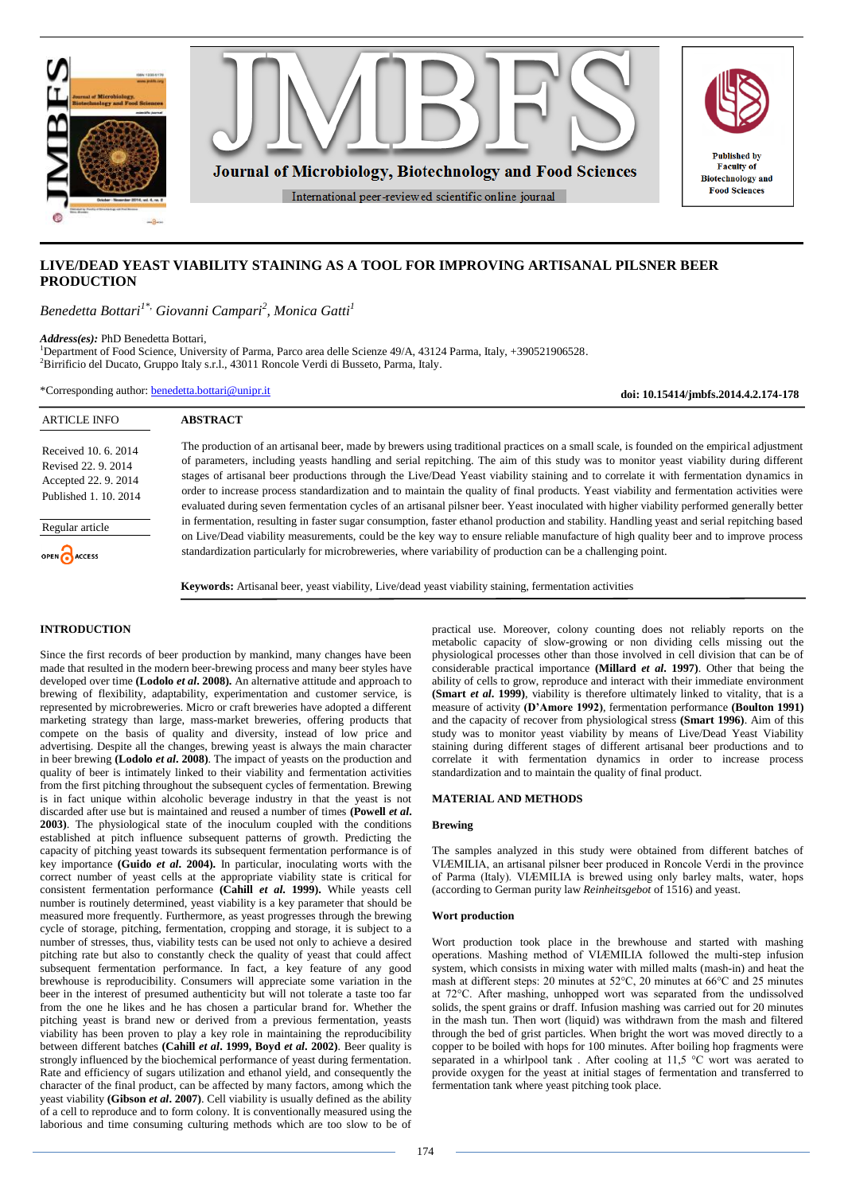# LIVE/DEAD YEAST VIABILITY STAINING AS A TOOL FOR IMPROVING ARTISANAL PILSNER BEER PRODUCTION

*Benedetta Bottari*[1*], *Giovanni Campari*[2], *Monica Gatti*[1]

***Address(es):*** PhD Benedetta Bottari,
[1]Department of Food Science, University of Parma, Parco area delle Scienze 49/A, 43124 Parma, Italy, +390521906528.
[2]Birrificio del Ducato, Gruppo Italy s.r.l., 43011 Roncole Verdi di Busseto, Parma, Italy.

*Corresponding author: benedetta.bottari@unipr.it

**doi: 10.15414/jmbfs.2014.4.2.174-178**

| ARTICLE INFO |
|---|
| Received 10. 6. 2014 |
| Revised 22. 9. 2014 |
| Accepted 22. 9. 2014 |
| Published 1. 10. 2014 |
| Regular article |
| OPEN ACCESS |

## ABSTRACT

The production of an artisanal beer, made by brewers using traditional practices on a small scale, is founded on the empirical adjustment of parameters, including yeasts handling and serial repitching. The aim of this study was to monitor yeast viability during different stages of artisanal beer productions through the Live/Dead Yeast viability staining and to correlate it with fermentation dynamics in order to increase process standardization and to maintain the quality of final products. Yeast viability and fermentation activities were evaluated during seven fermentation cycles of an artisanal pilsner beer. Yeast inoculated with higher viability performed generally better in fermentation, resulting in faster sugar consumption, faster ethanol production and stability. Handling yeast and serial repitching based on Live/Dead viability measurements, could be the key way to ensure reliable manufacture of high quality beer and to improve process standardization particularly for microbreweries, where variability of production can be a challenging point.

**Keywords:** Artisanal beer, yeast viability, Live/dead yeast viability staining, fermentation activities

## INTRODUCTION

Since the first records of beer production by mankind, many changes have been made that resulted in the modern beer-brewing process and many beer styles have developed over time **(Lodolo *et al*. 2008).** An alternative attitude and approach to brewing of flexibility, adaptability, experimentation and customer service, is represented by microbreweries. Micro or craft breweries have adopted a different marketing strategy than large, mass-market breweries, offering products that compete on the basis of quality and diversity, instead of low price and advertising. Despite all the changes, brewing yeast is always the main character in beer brewing **(Lodolo *et al*. 2008)**. The impact of yeasts on the production and quality of beer is intimately linked to their viability and fermentation activities from the first pitching throughout the subsequent cycles of fermentation. Brewing is in fact unique within alcoholic beverage industry in that the yeast is not discarded after use but is maintained and reused a number of times **(Powell *et al*. 2003)**. The physiological state of the inoculum coupled with the conditions established at pitch influence subsequent patterns of growth. Predicting the capacity of pitching yeast towards its subsequent fermentation performance is of key importance **(Guido *et al*. 2004).** In particular, inoculating worts with the correct number of yeast cells at the appropriate viability state is critical for consistent fermentation performance **(Cahill *et al*. 1999).** While yeasts cell number is routinely determined, yeast viability is a key parameter that should be measured more frequently. Furthermore, as yeast progresses through the brewing cycle of storage, pitching, fermentation, cropping and storage, it is subject to a number of stresses, thus, viability tests can be used not only to achieve a desired pitching rate but also to constantly check the quality of yeast that could affect subsequent fermentation performance. In fact, a key feature of any good brewhouse is reproducibility. Consumers will appreciate some variation in the beer in the interest of presumed authenticity but will not tolerate a taste too far from the one he likes and he has chosen a particular brand for. Whether the pitching yeast is brand new or derived from a previous fermentation, yeasts viability has been proven to play a key role in maintaining the reproducibility between different batches **(Cahill *et al*. 1999, Boyd *et al*. 2002)**. Beer quality is strongly influenced by the biochemical performance of yeast during fermentation. Rate and efficiency of sugars utilization and ethanol yield, and consequently the character of the final product, can be affected by many factors, among which the yeast viability **(Gibson *et al*. 2007)**. Cell viability is usually defined as the ability of a cell to reproduce and to form colony. It is conventionally measured using the laborious and time consuming culturing methods which are too slow to be of practical use. Moreover, colony counting does not reliably reports on the metabolic capacity of slow-growing or non dividing cells missing out the physiological processes other than those involved in cell division that can be of considerable practical importance **(Millard *et al*. 1997)**. Other that being the ability of cells to grow, reproduce and interact with their immediate environment **(Smart *et al*. 1999)**, viability is therefore ultimately linked to vitality, that is a measure of activity **(D'Amore 1992)**, fermentation performance **(Boulton 1991)** and the capacity of recover from physiological stress **(Smart 1996)**. Aim of this study was to monitor yeast viability by means of Live/Dead Yeast Viability staining during different stages of different artisanal beer productions and to correlate it with fermentation dynamics in order to increase process standardization and to maintain the quality of final product.

## MATERIAL AND METHODS

### Brewing

The samples analyzed in this study were obtained from different batches of VIÆMILIA, an artisanal pilsner beer produced in Roncole Verdi in the province of Parma (Italy). VIÆMILIA is brewed using only barley malts, water, hops (according to German purity law *Reinheitsgebot* of 1516) and yeast.

### Wort production

Wort production took place in the brewhouse and started with mashing operations. Mashing method of VIÆMILIA followed the multi-step infusion system, which consists in mixing water with milled malts (mash-in) and heat the mash at different steps: 20 minutes at 52°C, 20 minutes at 66°C and 25 minutes at 72°C. After mashing, unhopped wort was separated from the undissolved solids, the spent grains or draff. Infusion mashing was carried out for 20 minutes in the mash tun. Then wort (liquid) was withdrawn from the mash and filtered through the bed of grist particles. When bright the wort was moved directly to a copper to be boiled with hops for 100 minutes. After boiling hop fragments were separated in a whirlpool tank . After cooling at 11,5 °C wort was aerated to provide oxygen for the yeast at initial stages of fermentation and transferred to fermentation tank where yeast pitching took place.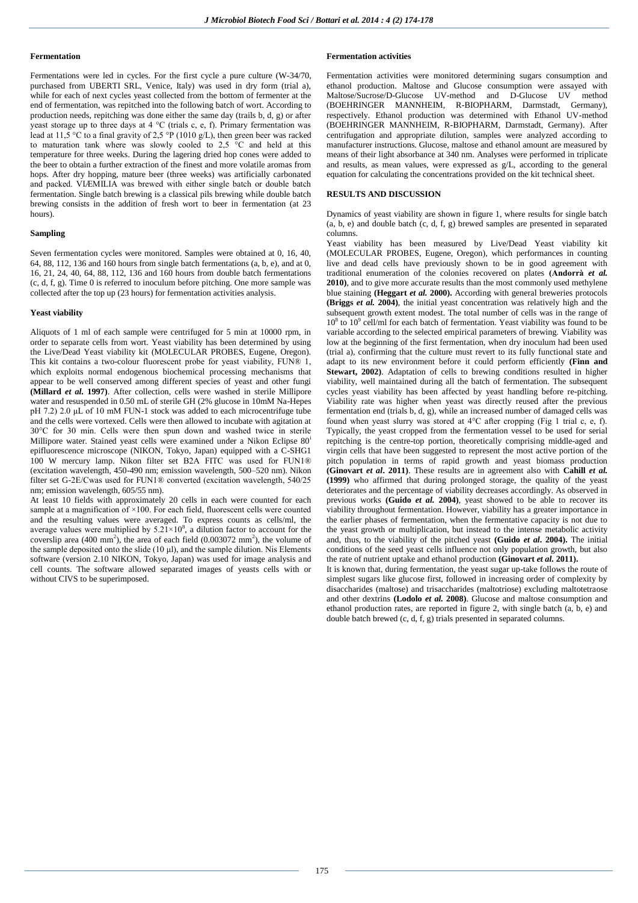### Fermentation

Fermentations were led in cycles. For the first cycle a pure culture (W-34/70, purchased from UBERTI SRL, Venice, Italy) was used in dry form (trial a), while for each of next cycles yeast collected from the bottom of fermenter at the end of fermentation, was repitched into the following batch of wort. According to production needs, repitching was done either the same day (trails b, d, g) or after yeast storage up to three days at 4 °C (trials c, e, f). Primary fermentation was lead at 11,5 °C to a final gravity of 2,5 °P (1010 g/L), then green beer was racked to maturation tank where was slowly cooled to 2,5 °C and held at this temperature for three weeks. During the lagering dried hop cones were added to the beer to obtain a further extraction of the finest and more volatile aromas from hops. After dry hopping, mature beer (three weeks) was artificially carbonated and packed. VIÆMILIA was brewed with either single batch or double batch fermentation. Single batch brewing is a classical pils brewing while double batch brewing consists in the addition of fresh wort to beer in fermentation (at 23 hours).

### Sampling

Seven fermentation cycles were monitored. Samples were obtained at 0, 16, 40, 64, 88, 112, 136 and 160 hours from single batch fermentations (a, b, e), and at 0, 16, 21, 24, 40, 64, 88, 112, 136 and 160 hours from double batch fermentations (c, d, f, g). Time 0 is referred to inoculum before pitching. One more sample was collected after the top up (23 hours) for fermentation activities analysis.

### Yeast viability

Aliquots of 1 ml of each sample were centrifuged for 5 min at 10000 rpm, in order to separate cells from wort. Yeast viability has been determined by using the Live/Dead Yeast viability kit (MOLECULAR PROBES, Eugene, Oregon). This kit contains a two-colour fluorescent probe for yeast viability, FUN® 1, which exploits normal endogenous biochemical processing mechanisms that appear to be well conserved among different species of yeast and other fungi **(Millard *et al.* 1997)**. After collection, cells were washed in sterile Millipore water and resuspended in 0.50 mL of sterile GH (2% glucose in 10mM Na-Hepes pH 7.2) 2.0 μL of 10 mM FUN-1 stock was added to each microcentrifuge tube and the cells were vortexed. Cells were then allowed to incubate with agitation at 30°C for 30 min. Cells were then spun down and washed twice in sterile Millipore water. Stained yeast cells were examined under a Nikon Eclipse 80[i] epifluorescence microscope (NIKON, Tokyo, Japan) equipped with a C-SHG1 100 W mercury lamp. Nikon filter set B2A FITC was used for FUN1® (excitation wavelength, 450-490 nm; emission wavelength, 500–520 nm). Nikon filter set G-2E/Cwas used for FUN1® converted (excitation wavelength, 540/25 nm; emission wavelength, 605/55 nm).

At least 10 fields with approximately 20 cells in each were counted for each sample at a magnification of ×100. For each field, fluorescent cells were counted and the resulting values were averaged. To express counts as cells/ml, the average values were multiplied by $5.21\times10^{8}$, a dilution factor to account for the coverslip area (400 mm$^2$), the area of each field (0.003072 mm$^2$), the volume of the sample deposited onto the slide (10 μl), and the sample dilution. Nis Elements software (version 2.10 NIKON, Tokyo, Japan) was used for image analysis and cell counts. The software allowed separated images of yeasts cells with or without CIVS to be superimposed.

### Fermentation activities

Fermentation activities were monitored determining sugars consumption and ethanol production. Maltose and Glucose consumption were assayed with Maltose/Sucrose/D-Glucose UV-method and D-Glucose UV method (BOEHRINGER MANNHEIM, R-BIOPHARM, Darmstadt, Germany), respectively. Ethanol production was determined with Ethanol UV-method (BOEHRINGER MANNHEIM, R-BIOPHARM, Darmstadt, Germany). After centrifugation and appropriate dilution, samples were analyzed according to manufacturer instructions. Glucose, maltose and ethanol amount are measured by means of their light absorbance at 340 nm. Analyses were performed in triplicate and results, as mean values, were expressed as g/L, according to the general equation for calculating the concentrations provided on the kit technical sheet.

## RESULTS AND DISCUSSION

Dynamics of yeast viability are shown in figure 1, where results for single batch (a, b, e) and double batch (c, d, f, g) brewed samples are presented in separated columns.

Yeast viability has been measured by Live/Dead Yeast viability kit (MOLECULAR PROBES, Eugene, Oregon), which performances in counting live and dead cells have previously shown to be in good agreement with traditional enumeration of the colonies recovered on plates **(Andorrà *et al.* 2010)**, and to give more accurate results than the most commonly used methylene blue staining **(Heggart *et al.* 2000).** According with general breweries protocols **(Briggs *et al.* 2004)**, the initial yeast concentration was relatively high and the subsequent growth extent modest. The total number of cells was in the range of $10^{8}$ to $10^{9}$ cell/ml for each batch of fermentation. Yeast viability was found to be variable according to the selected empirical parameters of brewing. Viability was low at the beginning of the first fermentation, when dry inoculum had been used (trial a), confirming that the culture must revert to its fully functional state and adapt to its new environment before it could perform efficiently **(Finn and Stewart, 2002)**. Adaptation of cells to brewing conditions resulted in higher viability, well maintained during all the batch of fermentation. The subsequent cycles yeast viability has been affected by yeast handling before re-pitching. Viability rate was higher when yeast was directly reused after the previous fermentation end (trials b, d, g), while an increased number of damaged cells was found when yeast slurry was stored at 4°C after cropping (Fig 1 trial c, e, f). Typically, the yeast cropped from the fermentation vessel to be used for serial repitching is the centre-top portion, theoretically comprising middle-aged and virgin cells that have been suggested to represent the most active portion of the pitch population in terms of rapid growth and yeast biomass production **(Ginovart *et al*. 2011)**. These results are in agreement also with **Cahill *et al.* (1999)** who affirmed that during prolonged storage, the quality of the yeast deteriorates and the percentage of viability decreases accordingly. As observed in previous works **(Guido *et al.* 2004)**, yeast showed to be able to recover its viability throughout fermentation. However, viability has a greater importance in the earlier phases of fermentation, when the fermentative capacity is not due to the yeast growth or multiplication, but instead to the intense metabolic activity and, thus, to the viability of the pitched yeast **(Guido *et al*. 2004).** The initial conditions of the seed yeast cells influence not only population growth, but also the rate of nutrient uptake and ethanol production **(Ginovart *et al*. 2011).**

It is known that, during fermentation, the yeast sugar up-take follows the route of simplest sugars like glucose first, followed in increasing order of complexity by disaccharides (maltose) and trisaccharides (maltotriose) excluding maltotetraose and other dextrins **(Lodolo *et al.* 2008)**. Glucose and maltose consumption and ethanol production rates, are reported in figure 2, with single batch (a, b, e) and double batch brewed (c, d, f, g) trials presented in separated columns.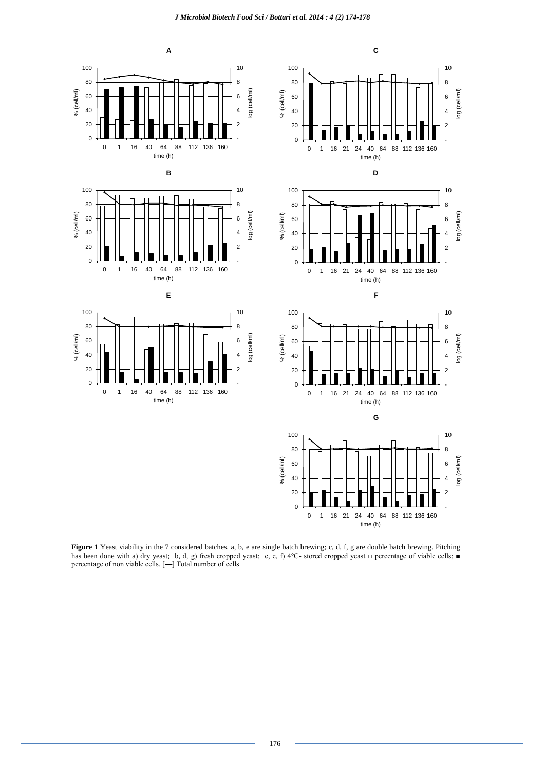**Figure 1** Yeast viability in the 7 considered batches. a, b, e are single batch brewing; c, d, f, g are double batch brewing. Pitching has been done with a) dry yeast; b, d, g) fresh cropped yeast; c, e, f) 4°C- stored cropped yeast □ percentage of viable cells; ■ percentage of non viable cells. [▬] Total number of cells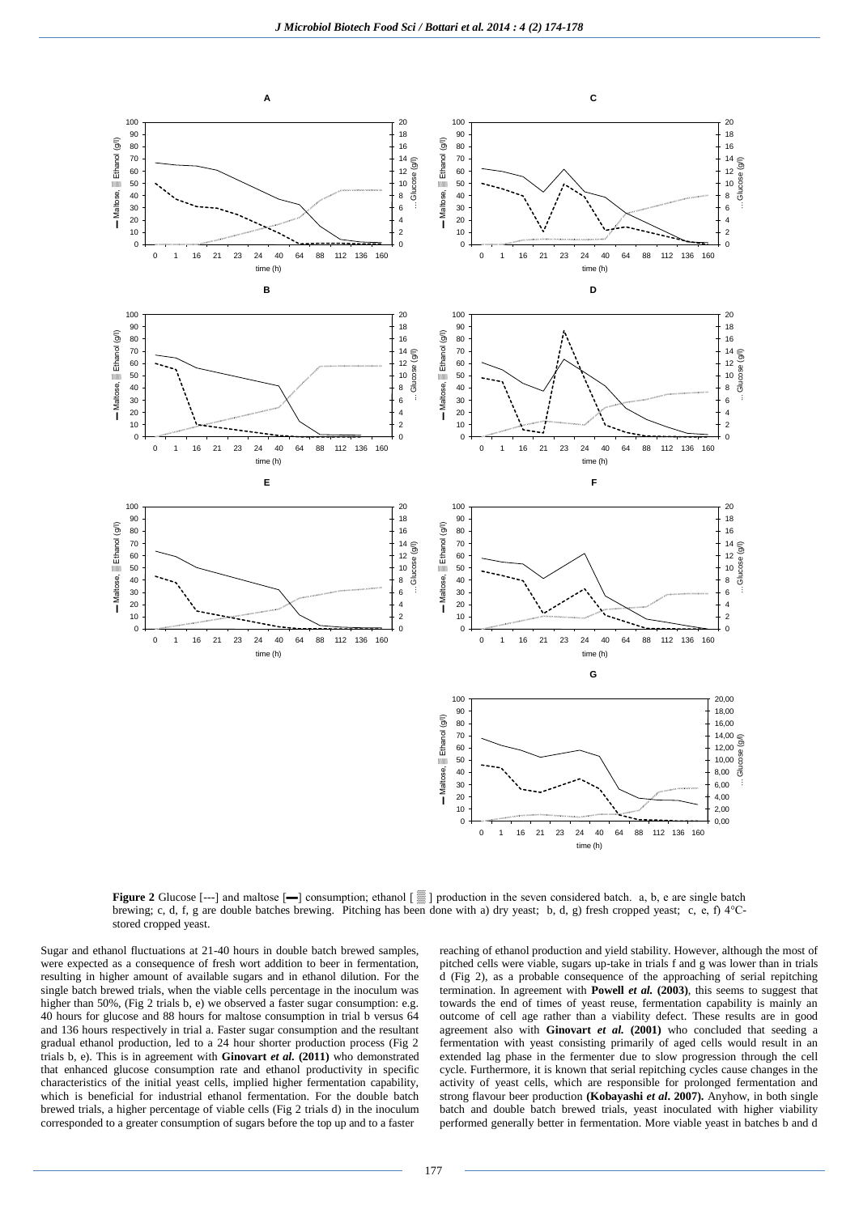**Figure 2** Glucose [---] and maltose [▬] consumption; ethanol [ ▒ ] production in the seven considered batch. a, b, e are single batch brewing; c, d, f, g are double batches brewing. Pitching has been done with a) dry yeast; b, d, g) fresh cropped yeast; c, e, f) 4°C-stored cropped yeast.

Sugar and ethanol fluctuations at 21-40 hours in double batch brewed samples, were expected as a consequence of fresh wort addition to beer in fermentation, resulting in higher amount of available sugars and in ethanol dilution. For the single batch brewed trials, when the viable cells percentage in the inoculum was higher than 50%, (Fig 2 trials b, e) we observed a faster sugar consumption: e.g. 40 hours for glucose and 88 hours for maltose consumption in trial b versus 64 and 136 hours respectively in trial a. Faster sugar consumption and the resultant gradual ethanol production, led to a 24 hour shorter production process (Fig 2 trials b, e). This is in agreement with **Ginovart *et al.* (2011)** who demonstrated that enhanced glucose consumption rate and ethanol productivity in specific characteristics of the initial yeast cells, implied higher fermentation capability, which is beneficial for industrial ethanol fermentation. For the double batch brewed trials, a higher percentage of viable cells (Fig 2 trials d) in the inoculum corresponded to a greater consumption of sugars before the top up and to a faster reaching of ethanol production and yield stability. However, although the most of pitched cells were viable, sugars up-take in trials f and g was lower than in trials d (Fig 2), as a probable consequence of the approaching of serial repitching termination. In agreement with **Powell *et al.* (2003)**, this seems to suggest that towards the end of times of yeast reuse, fermentation capability is mainly an outcome of cell age rather than a viability defect. These results are in good agreement also with **Ginovart *et al.* (2001)** who concluded that seeding a fermentation with yeast consisting primarily of aged cells would result in an extended lag phase in the fermenter due to slow progression through the cell cycle. Furthermore, it is known that serial repitching cycles cause changes in the activity of yeast cells, which are responsible for prolonged fermentation and strong flavour beer production **(Kobayashi *et al*. 2007).** Anyhow, in both single batch and double batch brewed trials, yeast inoculated with higher viability performed generally better in fermentation. More viable yeast in batches b and d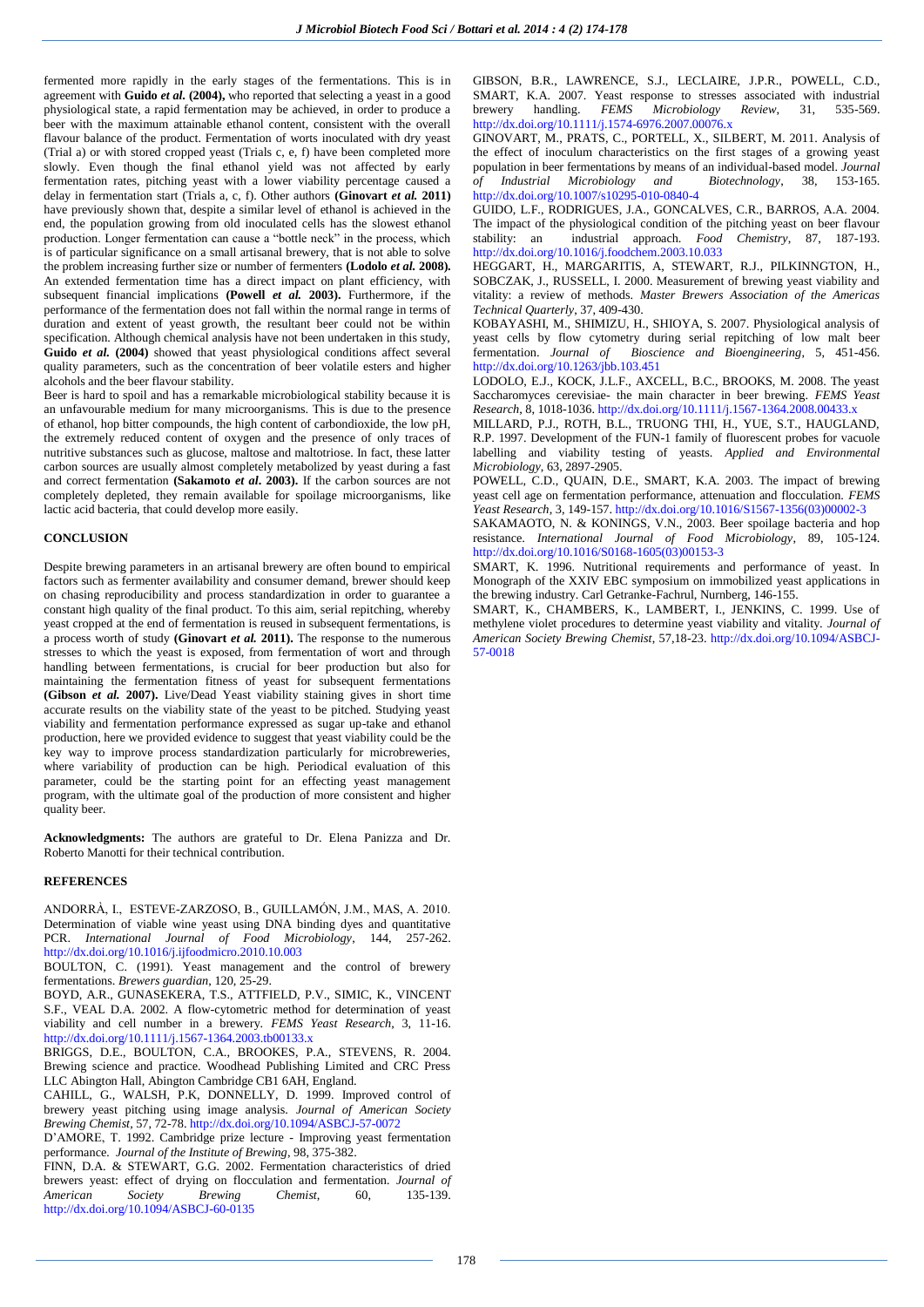fermented more rapidly in the early stages of the fermentations. This is in agreement with **Guido *et al.* (2004),** who reported that selecting a yeast in a good physiological state, a rapid fermentation may be achieved, in order to produce a beer with the maximum attainable ethanol content, consistent with the overall flavour balance of the product. Fermentation of worts inoculated with dry yeast (Trial a) or with stored cropped yeast (Trials c, e, f) have been completed more slowly. Even though the final ethanol yield was not affected by early fermentation rates, pitching yeast with a lower viability percentage caused a delay in fermentation start (Trials a, c, f). Other authors **(Ginovart *et al.* 2011)** have previously shown that, despite a similar level of ethanol is achieved in the end, the population growing from old inoculated cells has the slowest ethanol production. Longer fermentation can cause a "bottle neck" in the process, which is of particular significance on a small artisanal brewery, that is not able to solve the problem increasing further size or number of fermenters **(Lodolo *et al.* 2008).** An extended fermentation time has a direct impact on plant efficiency, with subsequent financial implications **(Powell *et al.* 2003).** Furthermore, if the performance of the fermentation does not fall within the normal range in terms of duration and extent of yeast growth, the resultant beer could not be within specification. Although chemical analysis have not been undertaken in this study, **Guido *et al.* (2004)** showed that yeast physiological conditions affect several quality parameters, such as the concentration of beer volatile esters and higher alcohols and the beer flavour stability.

Beer is hard to spoil and has a remarkable microbiological stability because it is an unfavourable medium for many microorganisms. This is due to the presence of ethanol, hop bitter compounds, the high content of carbondioxide, the low pH, the extremely reduced content of oxygen and the presence of only traces of nutritive substances such as glucose, maltose and maltotriose. In fact, these latter carbon sources are usually almost completely metabolized by yeast during a fast and correct fermentation **(Sakamoto *et al.* 2003).** If the carbon sources are not completely depleted, they remain available for spoilage microorganisms, like lactic acid bacteria, that could develop more easily.

## CONCLUSION

Despite brewing parameters in an artisanal brewery are often bound to empirical factors such as fermenter availability and consumer demand, brewer should keep on chasing reproducibility and process standardization in order to guarantee a constant high quality of the final product. To this aim, serial repitching, whereby yeast cropped at the end of fermentation is reused in subsequent fermentations, is a process worth of study **(Ginovart *et al.* 2011).** The response to the numerous stresses to which the yeast is exposed, from fermentation of wort and through handling between fermentations, is crucial for beer production but also for maintaining the fermentation fitness of yeast for subsequent fermentations **(Gibson *et al.* 2007).** Live/Dead Yeast viability staining gives in short time accurate results on the viability state of the yeast to be pitched. Studying yeast viability and fermentation performance expressed as sugar up-take and ethanol production, here we provided evidence to suggest that yeast viability could be the key way to improve process standardization particularly for microbreweries, where variability of production can be high. Periodical evaluation of this parameter, could be the starting point for an effecting yeast management program, with the ultimate goal of the production of more consistent and higher quality beer.

**Acknowledgments:** The authors are grateful to Dr. Elena Panizza and Dr. Roberto Manotti for their technical contribution.

## REFERENCES

ANDORRÀ, I., ESTEVE-ZARZOSO, B., GUILLAMÓN, J.M., MAS, A. 2010. Determination of viable wine yeast using DNA binding dyes and quantitative PCR. *International Journal of Food Microbiology*, 144, 257-262. http://dx.doi.org/10.1016/j.ijfoodmicro.2010.10.003

BOULTON, C. (1991). Yeast management and the control of brewery fermentations. *Brewers guardian*, 120, 25-29.

BOYD, A.R., GUNASEKERA, T.S., ATTFIELD, P.V., SIMIC, K., VINCENT S.F., VEAL D.A. 2002. A flow-cytometric method for determination of yeast viability and cell number in a brewery. *FEMS Yeast Research*, 3, 11-16. http://dx.doi.org/10.1111/j.1567-1364.2003.tb00133.x

BRIGGS, D.E., BOULTON, C.A., BROOKES, P.A., STEVENS, R. 2004. Brewing science and practice. Woodhead Publishing Limited and CRC Press LLC Abington Hall, Abington Cambridge CB1 6AH, England.

CAHILL, G., WALSH, P.K, DONNELLY, D. 1999. Improved control of brewery yeast pitching using image analysis. *Journal of American Society Brewing Chemist*, 57, 72-78. http://dx.doi.org/10.1094/ASBCJ-57-0072

D'AMORE, T. 1992. Cambridge prize lecture - Improving yeast fermentation performance. *Journal of the Institute of Brewing*, 98, 375-382.

FINN, D.A. & STEWART, G.G. 2002. Fermentation characteristics of dried brewers yeast: effect of drying on flocculation and fermentation. *Journal of American Society Brewing Chemist*, 60, 135-139. http://dx.doi.org/10.1094/ASBCJ-60-0135

GIBSON, B.R., LAWRENCE, S.J., LECLAIRE, J.P.R., POWELL, C.D., SMART, K.A. 2007. Yeast response to stresses associated with industrial brewery handling. *FEMS Microbiology Review*, 31, 535-569. http://dx.doi.org/10.1111/j.1574-6976.2007.00076.x

GINOVART, M., PRATS, C., PORTELL, X., SILBERT, M. 2011. Analysis of the effect of inoculum characteristics on the first stages of a growing yeast population in beer fermentations by means of an individual-based model. *Journal of Industrial Microbiology and Biotechnology*, 38, 153-165. http://dx.doi.org/10.1007/s10295-010-0840-4

GUIDO, L.F., RODRIGUES, J.A., GONCALVES, C.R., BARROS, A.A. 2004. The impact of the physiological condition of the pitching yeast on beer flavour stability: an industrial approach. *Food Chemistry*, 87, 187-193. http://dx.doi.org/10.1016/j.foodchem.2003.10.033

HEGGART, H., MARGARITIS, A, STEWART, R.J., PILKINNGTON, H., SOBCZAK, J., RUSSELL, I. 2000. Measurement of brewing yeast viability and vitality: a review of methods. *Master Brewers Association of the Americas Technical Quarterly*, 37, 409-430.

KOBAYASHI, M., SHIMIZU, H., SHIOYA, S. 2007. Physiological analysis of yeast cells by flow cytometry during serial repitching of low malt beer fermentation. *Journal of Bioscience and Bioengineering*, 5, 451-456. http://dx.doi.org/10.1263/jbb.103.451

LODOLO, E.J., KOCK, J.L.F., AXCELL, B.C., BROOKS, M. 2008. The yeast Saccharomyces cerevisiae- the main character in beer brewing. *FEMS Yeast Research*, 8, 1018-1036. http://dx.doi.org/10.1111/j.1567-1364.2008.00433.x

MILLARD, P.J., ROTH, B.L., TRUONG THI, H., YUE, S.T., HAUGLAND, R.P. 1997. Development of the FUN-1 family of fluorescent probes for vacuole labelling and viability testing of yeasts. *Applied and Environmental Microbiology*, 63, 2897-2905.

POWELL, C.D., QUAIN, D.E., SMART, K.A. 2003. The impact of brewing yeast cell age on fermentation performance, attenuation and flocculation. *FEMS Yeast Research*, 3, 149-157. http://dx.doi.org/10.1016/S1567-1356(03)00002-3

SAKAMAOTO, N. & KONINGS, V.N., 2003. Beer spoilage bacteria and hop resistance. *International Journal of Food Microbiology*, 89, 105-124. http://dx.doi.org/10.1016/S0168-1605(03)00153-3

SMART, K. 1996. Nutritional requirements and performance of yeast. In Monograph of the XXIV EBC symposium on immobilized yeast applications in the brewing industry. Carl Getranke-Fachrul, Nurnberg, 146-155.

SMART, K., CHAMBERS, K., LAMBERT, I., JENKINS, C. 1999. Use of methylene violet procedures to determine yeast viability and vitality. *Journal of American Society Brewing Chemist*, 57,18-23. http://dx.doi.org/10.1094/ASBCJ-57-0018